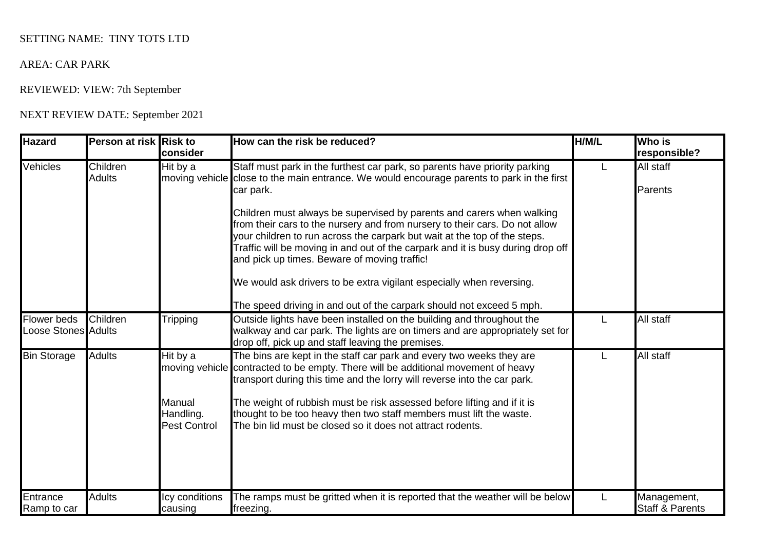SETTING NAME: TINY TOTS LTD

AREA: CAR PARK

REVIEWED: VIEW: 7th September

NEXT REVIEW DATE: September 2021

| Hazard | Person at risk | Risk to consider | How can the risk be reduced? | H/M/L | Who is responsible? |
|---|---|---|---|---|---|
| Vehicles | Children<br>Adults | Hit by a moving vehicle | Staff must park in the furthest car park, so parents have priority parking close to the main entrance. We would encourage parents to park in the first car park.<br><br>Children must always be supervised by parents and carers when walking from their cars to the nursery and from nursery to their cars. Do not allow your children to run across the carpark but wait at the top of the steps. Traffic will be moving in and out of the carpark and it is busy during drop off and pick up times. Beware of moving traffic!<br><br>We would ask drivers to be extra vigilant especially when reversing.<br><br>The speed driving in and out of the carpark should not exceed 5 mph. | L | All staff<br><br>Parents |
| Flower beds<br>Loose Stones | Children<br>Adults | Tripping | Outside lights have been installed on the building and throughout the walkway and car park. The lights are on timers and are appropriately set for drop off, pick up and staff leaving the premises. | L | All staff |
| Bin Storage | Adults | Hit by a moving vehicle<br><br>Manual Handling.<br>Pest Control | The bins are kept in the staff car park and every two weeks they are contracted to be empty. There will be additional movement of heavy transport during this time and the lorry will reverse into the car park.<br><br>The weight of rubbish must be risk assessed before lifting and if it is thought to be too heavy then two staff members must lift the waste.<br>The bin lid must be closed so it does not attract rodents. | L | All staff |
| Entrance Ramp to car | Adults | Icy conditions causing | The ramps must be gritted when it is reported that the weather will be below freezing. | L | Management, Staff & Parents |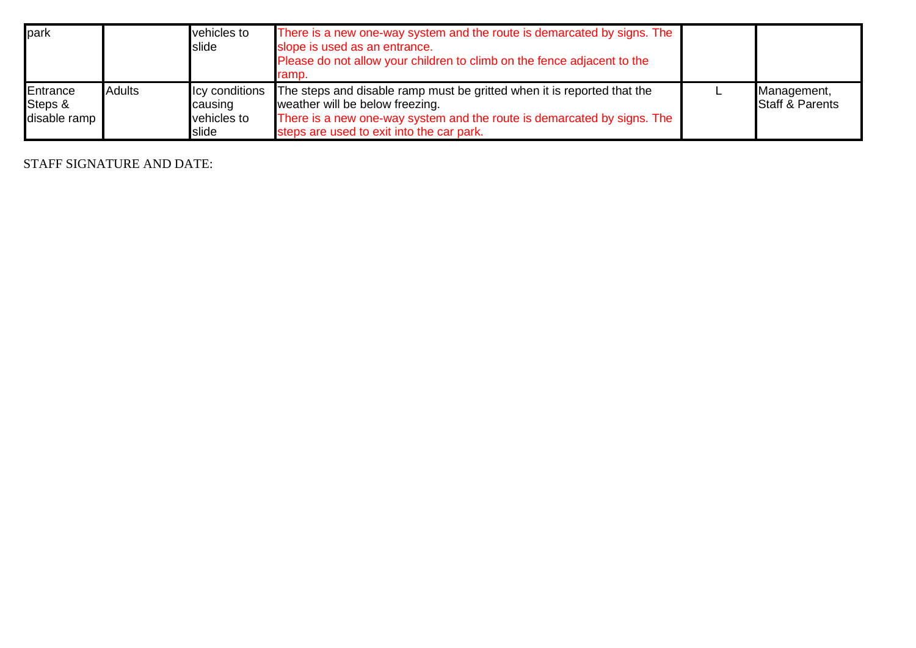| | | | | | |
|---|---|---|---|---|---|
| park | | vehicles to slide | There is a new one-way system and the route is demarcated by signs. The slope is used as an entrance.<br>Please do not allow your children to climb on the fence adjacent to the ramp. | | |
| Entrance Steps & disable ramp | Adults | Icy conditions causing vehicles to slide | The steps and disable ramp must be gritted when it is reported that the weather will be below freezing.<br>There is a new one-way system and the route is demarcated by signs. The steps are used to exit into the car park. | L | Management, Staff & Parents |

STAFF SIGNATURE AND DATE: